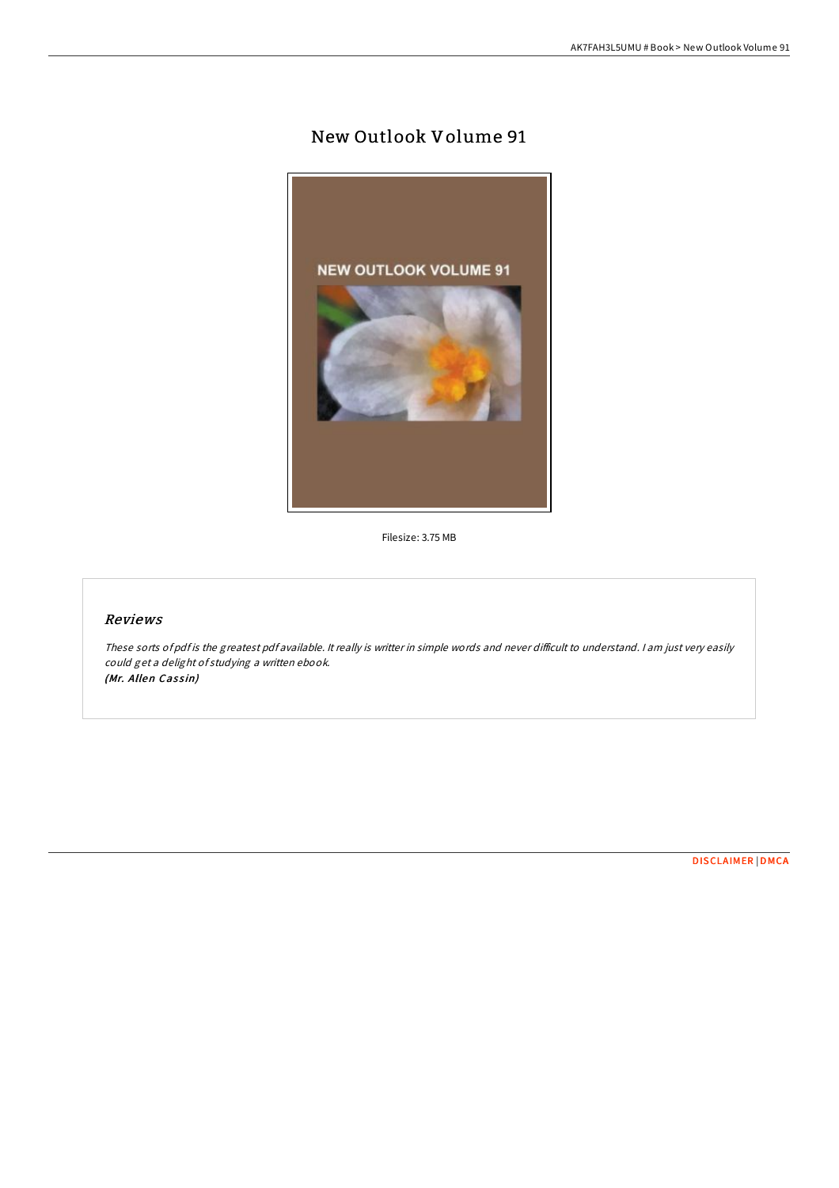# New Outlook Volume 91

Filesize: 3.75 MB

## Reviews

*These sorts of pdf is the greatest pdf available. It really is writter in simple words and never difficult to understand. I am just very easily could get a delight of studying a written ebook.*
***(Mr. Allen Cassin)***

DISCLAIMER | DMCA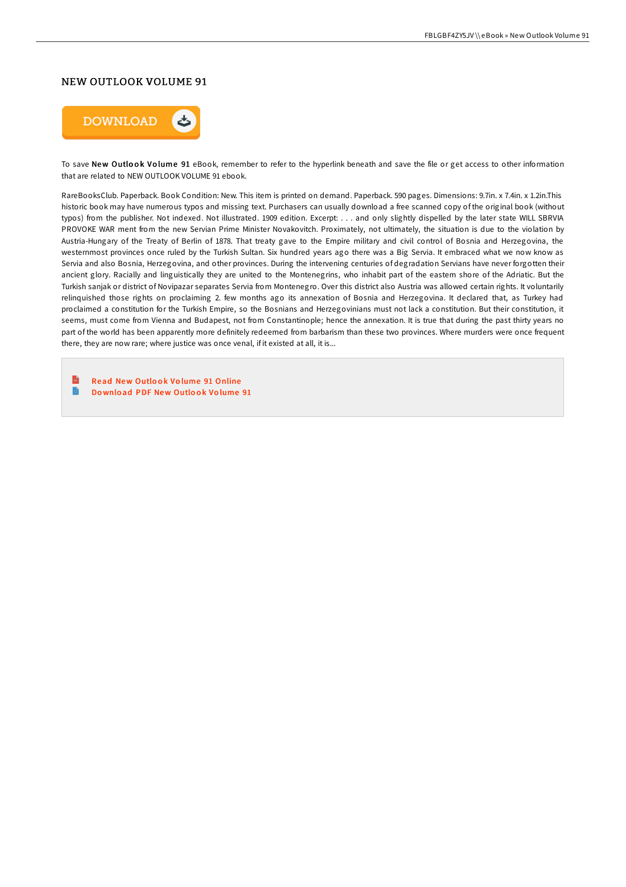## NEW OUTLOOK VOLUME 91

DOWNLOAD

To save **New Outlook Volume 91** eBook, remember to refer to the hyperlink beneath and save the file or get access to other information that are related to NEW OUTLOOK VOLUME 91 ebook.

RareBooksClub. Paperback. Book Condition: New. This item is printed on demand. Paperback. 590 pages. Dimensions: 9.7in. x 7.4in. x 1.2in.This historic book may have numerous typos and missing text. Purchasers can usually download a free scanned copy of the original book (without typos) from the publisher. Not indexed. Not illustrated. 1909 edition. Excerpt: . . . and only slightly dispelled by the later state WILL SBRVIA PROVOKE WAR ment from the new Servian Prime Minister Novakovitch. Proximately, not ultimately, the situation is due to the violation by Austria-Hungary of the Treaty of Berlin of 1878. That treaty gave to the Empire military and civil control of Bosnia and Herzegovina, the westernmost provinces once ruled by the Turkish Sultan. Six hundred years ago there was a Big Servia. It embraced what we now know as Servia and also Bosnia, Herzegovina, and other provinces. During the intervening centuries of degradation Servians have never forgotten their ancient glory. Racially and linguistically they are united to the Montenegrins, who inhabit part of the eastem shore of the Adriatic. But the Turkish sanjak or district of Novipazar separates Servia from Montenegro. Over this district also Austria was allowed certain rights. It voluntarily relinquished those rights on proclaiming 2. few months ago its annexation of Bosnia and Herzegovina. It declared that, as Turkey had proclaimed a constitution for the Turkish Empire, so the Bosnians and Herzegovinians must not lack a constitution. But their constitution, it seems, must come from Vienna and Budapest, not from Constantinople; hence the annexation. It is true that during the past thirty years no part of the world has been apparently more definitely redeemed from barbarism than these two provinces. Where murders were once frequent there, they are now rare; where justice was once venal, if it existed at all, it is...

- Read New Outlook Volume 91 Online
- Download PDF New Outlook Volume 91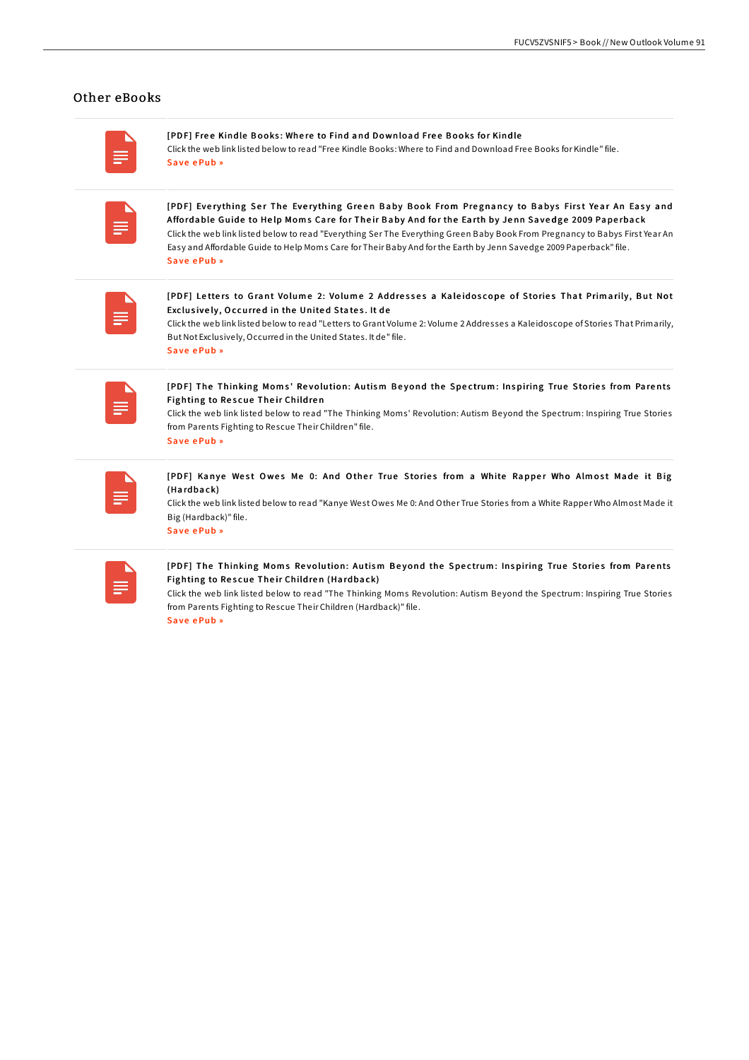## Other eBooks

**[PDF] Free Kindle Books: Where to Find and Download Free Books for Kindle**

Click the web link listed below to read "Free Kindle Books: Where to Find and Download Free Books for Kindle" file.

Save ePub »

**[PDF] Everything Ser The Everything Green Baby Book From Pregnancy to Babys First Year An Easy and Affordable Guide to Help Moms Care for Their Baby And for the Earth by Jenn Savedge 2009 Paperback**

Click the web link listed below to read "Everything Ser The Everything Green Baby Book From Pregnancy to Babys First Year An Easy and Affordable Guide to Help Moms Care for Their Baby And for the Earth by Jenn Savedge 2009 Paperback" file.

Save ePub »

**[PDF] Letters to Grant Volume 2: Volume 2 Addresses a Kaleidoscope of Stories That Primarily, But Not Exclusively, Occurred in the United States. It de**

Click the web link listed below to read "Letters to Grant Volume 2: Volume 2 Addresses a Kaleidoscope of Stories That Primarily, But Not Exclusively, Occurred in the United States. It de" file.

Save ePub »

**[PDF] The Thinking Moms' Revolution: Autism Beyond the Spectrum: Inspiring True Stories from Parents Fighting to Rescue Their Children**

Click the web link listed below to read "The Thinking Moms' Revolution: Autism Beyond the Spectrum: Inspiring True Stories from Parents Fighting to Rescue Their Children" file.

Save ePub »

**[PDF] Kanye West Owes Me 0: And Other True Stories from a White Rapper Who Almost Made it Big (Hardback)**

Click the web link listed below to read "Kanye West Owes Me 0: And Other True Stories from a White Rapper Who Almost Made it Big (Hardback)" file.

Save ePub »

**[PDF] The Thinking Moms Revolution: Autism Beyond the Spectrum: Inspiring True Stories from Parents Fighting to Rescue Their Children (Hardback)**

Click the web link listed below to read "The Thinking Moms Revolution: Autism Beyond the Spectrum: Inspiring True Stories from Parents Fighting to Rescue Their Children (Hardback)" file.

Save ePub »